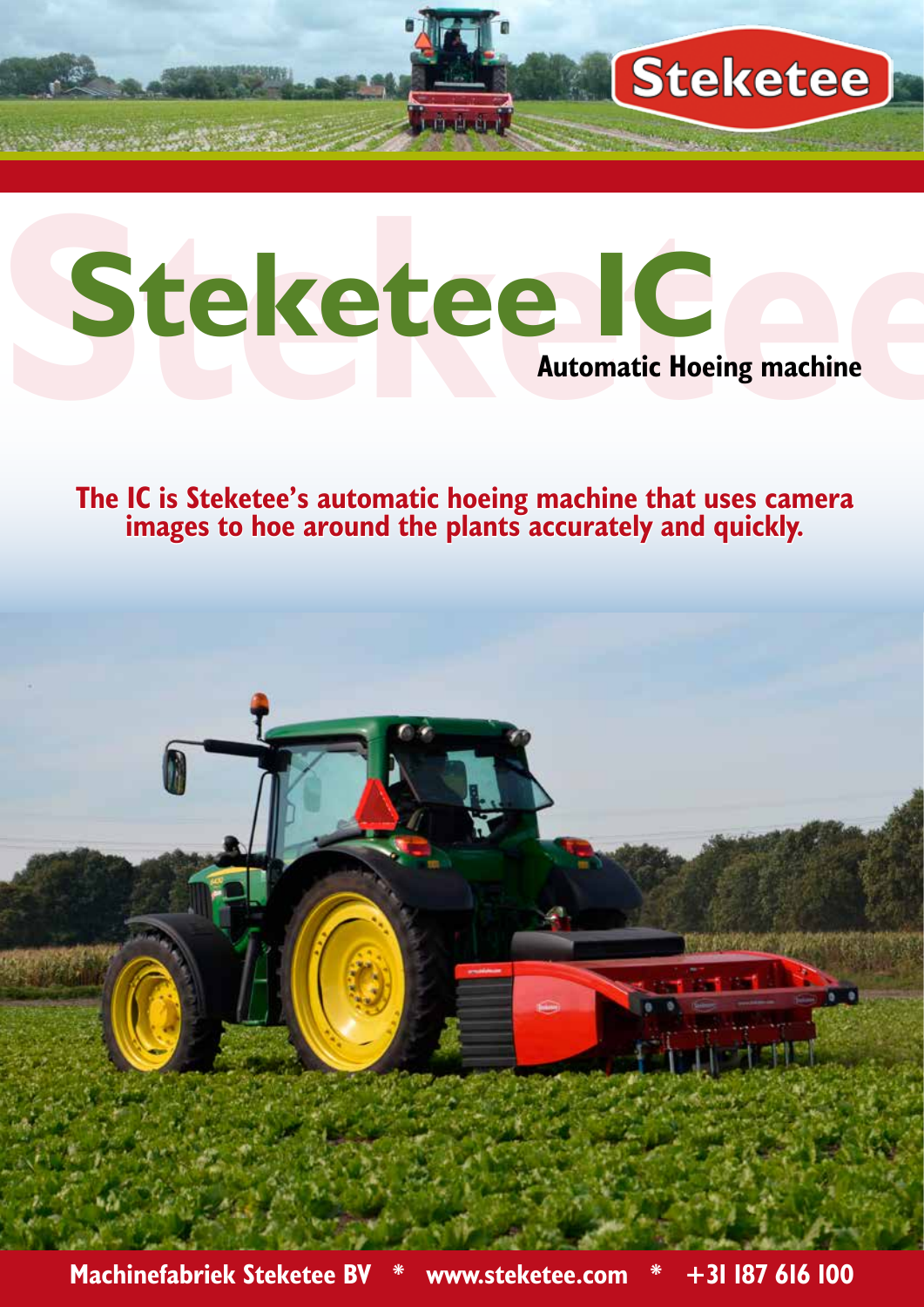# Steketee IC

## Automatic Hoeing machine

**The IC is Steketee's automatic hoeing machine that uses camera images to hoe around the plants accurately and quickly.**

**Machinefabriek Steketee BV * www.steketee.com * +31 187 616 100**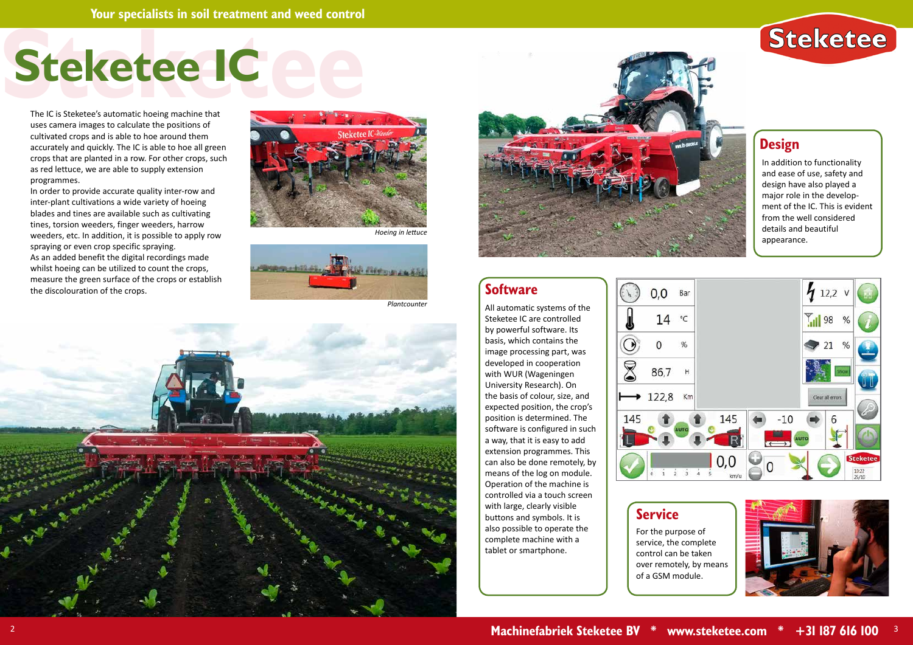# Steketee IC

The IC is Steketee's automatic hoeing machine that uses camera images to calculate the positions of cultivated crops and is able to hoe around them accurately and quickly. The IC is able to hoe all green crops that are planted in a row. For other crops, such as red lettuce, we are able to supply extension programmes.
In order to provide accurate quality inter-row and inter-plant cultivations a wide variety of hoeing blades and tines are available such as cultivating tines, torsion weeders, finger weeders, harrow weeders, etc. In addition, it is possible to apply row spraying or even crop specific spraying.
As an added benefit the digital recordings made whilst hoeing can be utilized to count the crops, measure the green surface of the crops or establish the discolouration of the crops.

*Hoeing in lettuce*

*Plantcounter*

## Design

In addition to functionality and ease of use, safety and design have also played a major role in the development of the IC. This is evident from the well considered details and beautiful appearance.

## Software

All automatic systems of the Steketee IC are controlled by powerful software. Its basis, which contains the image processing part, was developed in cooperation with WUR (Wageningen University Research). On the basis of colour, size, and expected position, the crop's position is determined. The software is configured in such a way, that it is easy to add extension programmes. This can also be done remotely, by means of the log on module. Operation of the machine is controlled via a touch screen with large, clearly visible buttons and symbols. It is also possible to operate the complete machine with a tablet or smartphone.

## Service

For the purpose of service, the complete control can be taken over remotely, by means of a GSM module.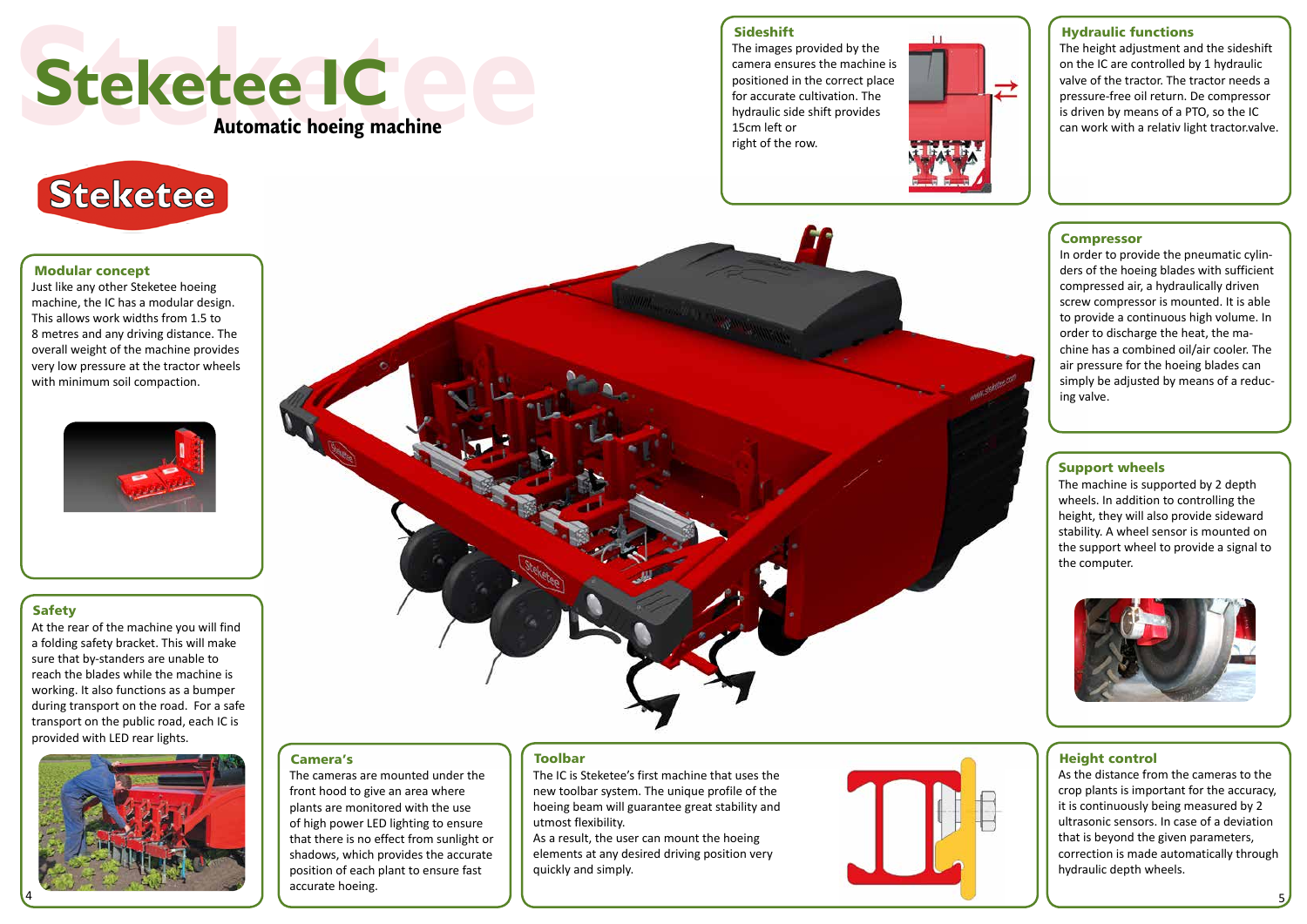# Steketee IC

## Automatic hoeing machine

### Modular concept

Just like any other Steketee hoeing machine, the IC has a modular design. This allows work widths from 1.5 to 8 metres and any driving distance. The overall weight of the machine provides very low pressure at the tractor wheels with minimum soil compaction.

### Safety

At the rear of the machine you will find a folding safety bracket. This will make sure that by-standers are unable to reach the blades while the machine is working. It also functions as a bumper during transport on the road. For a safe transport on the public road, each IC is provided with LED rear lights.

### Sideshift

The images provided by the camera ensures the machine is positioned in the correct place for accurate cultivation. The hydraulic side shift provides 15cm left or right of the row.

### Hydraulic functions

The height adjustment and the sideshift on the IC are controlled by 1 hydraulic valve of the tractor. The tractor needs a pressure-free oil return. De compressor is driven by means of a PTO, so the IC can work with a relativ light tractor.valve.

### Compressor

In order to provide the pneumatic cylinders of the hoeing blades with sufficient compressed air, a hydraulically driven screw compressor is mounted. It is able to provide a continuous high volume. In order to discharge the heat, the machine has a combined oil/air cooler. The air pressure for the hoeing blades can simply be adjusted by means of a reducing valve.

### Support wheels

The machine is supported by 2 depth wheels. In addition to controlling the height, they will also provide sideward stability. A wheel sensor is mounted on the support wheel to provide a signal to the computer.

### Camera's

The cameras are mounted under the front hood to give an area where plants are monitored with the use of high power LED lighting to ensure that there is no effect from sunlight or shadows, which provides the accurate position of each plant to ensure fast accurate hoeing.

### Toolbar

The IC is Steketee's first machine that uses the new toolbar system. The unique profile of the hoeing beam will guarantee great stability and utmost flexibility.

As a result, the user can mount the hoeing elements at any desired driving position very quickly and simply.

### Height control

As the distance from the cameras to the crop plants is important for the accuracy, it is continuously being measured by 2 ultrasonic sensors. In case of a deviation that is beyond the given parameters, correction is made automatically through hydraulic depth wheels.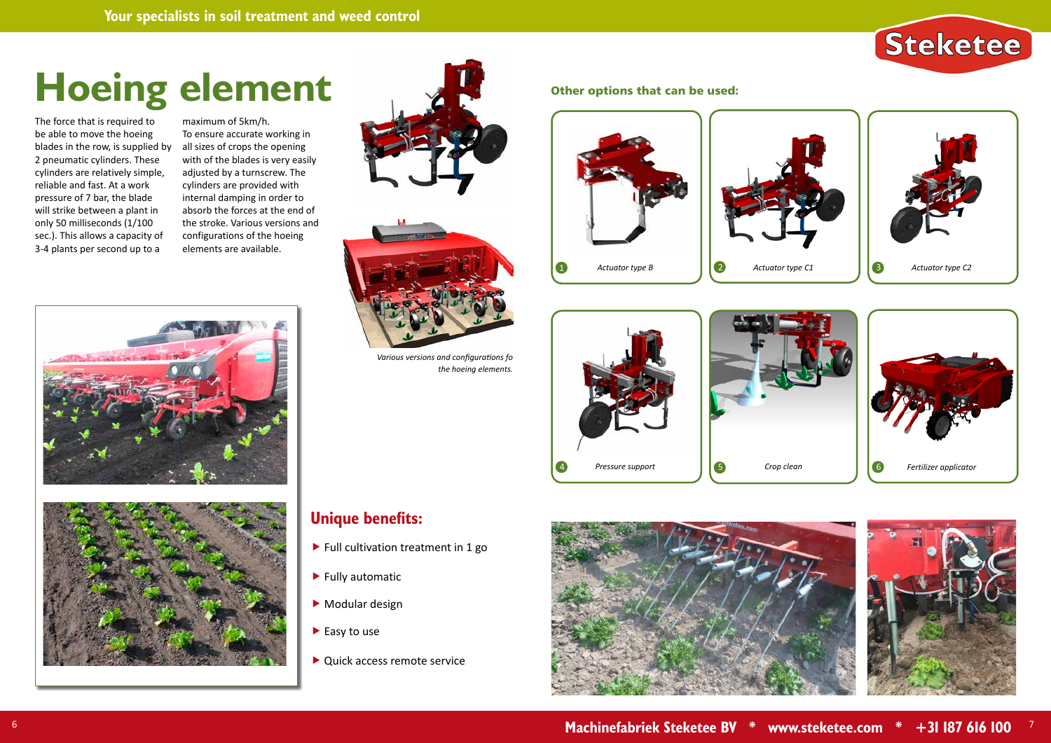# Hoeing element

The force that is required to be able to move the hoeing blades in the row, is supplied by 2 pneumatic cylinders. These cylinders are relatively simple, reliable and fast. At a work pressure of 7 bar, the blade will strike between a plant in only 50 milliseconds (1/100 sec.). This allows a capacity of 3-4 plants per second up to a maximum of 5km/h.

To ensure accurate working in all sizes of crops the opening with of the blades is very easily adjusted by a turnscrew. The cylinders are provided with internal damping in order to absorb the forces at the end of the stroke. Various versions and configurations of the hoeing elements are available.

*Various versions and configurations fo the hoeing elements.*

### Other options that can be used:

1. *Actuator type B*
2. *Actuator type C1*
3. *Actuator type C2*
4. *Pressure support*
5. *Crop clean*
6. *Fertilizer applicator*

## Unique benefits:

- Full cultivation treatment in 1 go
- Fully automatic
- Modular design
- Easy to use
- Quick access remote service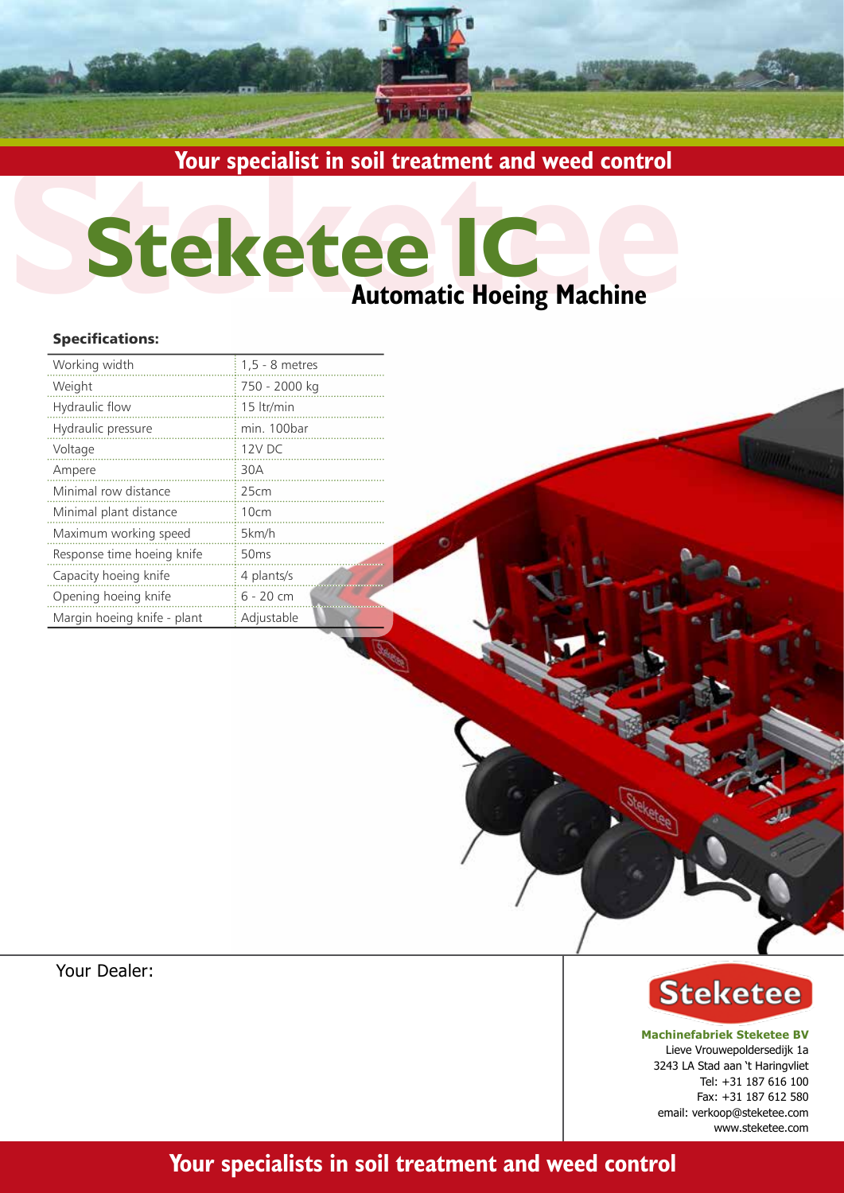Your specialist in soil treatment and weed control

# Steketee IC

## Automatic Hoeing Machine

**Specifications:**

| | |
|---|---|
| Working width | 1,5 - 8 metres |
| Weight | 750 - 2000 kg |
| Hydraulic flow | 15 ltr/min |
| Hydraulic pressure | min. 100bar |
| Voltage | 12V DC |
| Ampere | 30A |
| Minimal row distance | 25cm |
| Minimal plant distance | 10cm |
| Maximum working speed | 5km/h |
| Response time hoeing knife | 50ms |
| Capacity hoeing knife | 4 plants/s |
| Opening hoeing knife | 6 - 20 cm |
| Margin hoeing knife - plant | Adjustable |

Your Dealer:

Steketee

**Machinefabriek Steketee BV**
Lieve Vrouwepoldersedijk 1a
3243 LA Stad aan 't Haringvliet
Tel: +31 187 616 100
Fax: +31 187 612 580
email: verkoop@steketee.com
www.steketee.com

Your specialists in soil treatment and weed control